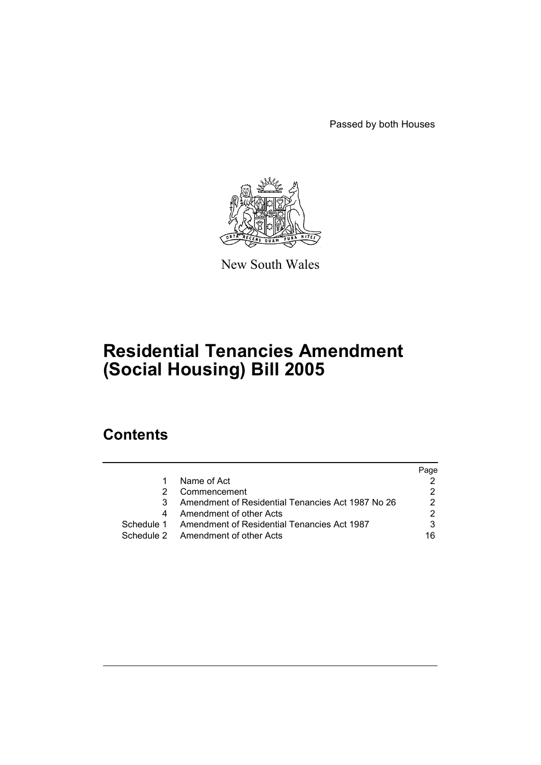Passed by both Houses

New South Wales

# Residential Tenancies Amendment (Social Housing) Bill 2005

## Contents

| | | Page |
|---|---|---|
| 1 | Name of Act | 2 |
| 2 | Commencement | 2 |
| 3 | Amendment of Residential Tenancies Act 1987 No 26 | 2 |
| 4 | Amendment of other Acts | 2 |
| Schedule 1 | Amendment of Residential Tenancies Act 1987 | 3 |
| Schedule 2 | Amendment of other Acts | 16 |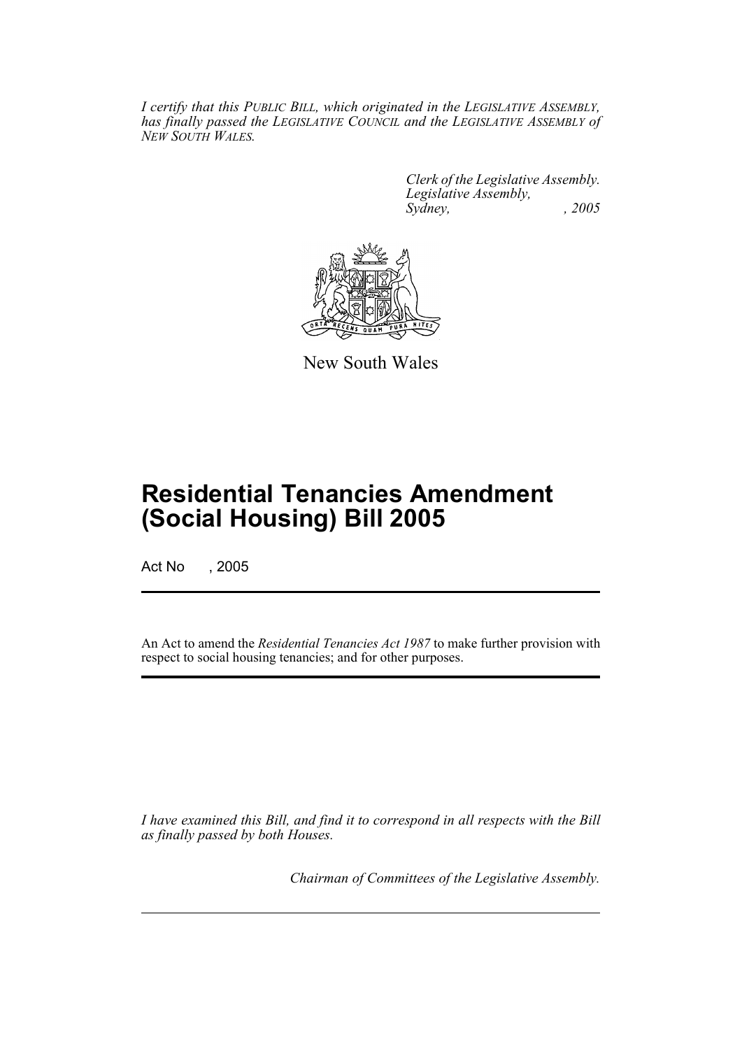*I certify that this PUBLIC BILL, which originated in the LEGISLATIVE ASSEMBLY, has finally passed the LEGISLATIVE COUNCIL and the LEGISLATIVE ASSEMBLY of NEW SOUTH WALES.*

*Clerk of the Legislative Assembly.*
*Legislative Assembly,*
*Sydney, , 2005*

New South Wales

# Residential Tenancies Amendment (Social Housing) Bill 2005

Act No , 2005

An Act to amend the *Residential Tenancies Act 1987* to make further provision with respect to social housing tenancies; and for other purposes.

*I have examined this Bill, and find it to correspond in all respects with the Bill as finally passed by both Houses.*

*Chairman of Committees of the Legislative Assembly.*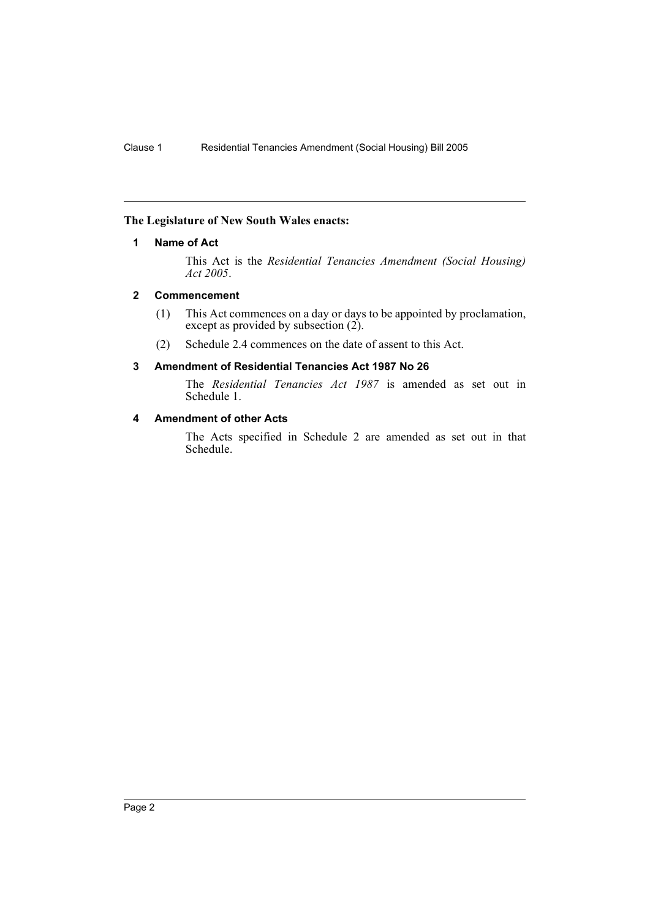**The Legislature of New South Wales enacts:**

### 1 Name of Act

This Act is the *Residential Tenancies Amendment (Social Housing) Act 2005*.

### 2 Commencement

(1) This Act commences on a day or days to be appointed by proclamation, except as provided by subsection (2).

(2) Schedule 2.4 commences on the date of assent to this Act.

### 3 Amendment of Residential Tenancies Act 1987 No 26

The *Residential Tenancies Act 1987* is amended as set out in Schedule 1.

### 4 Amendment of other Acts

The Acts specified in Schedule 2 are amended as set out in that Schedule.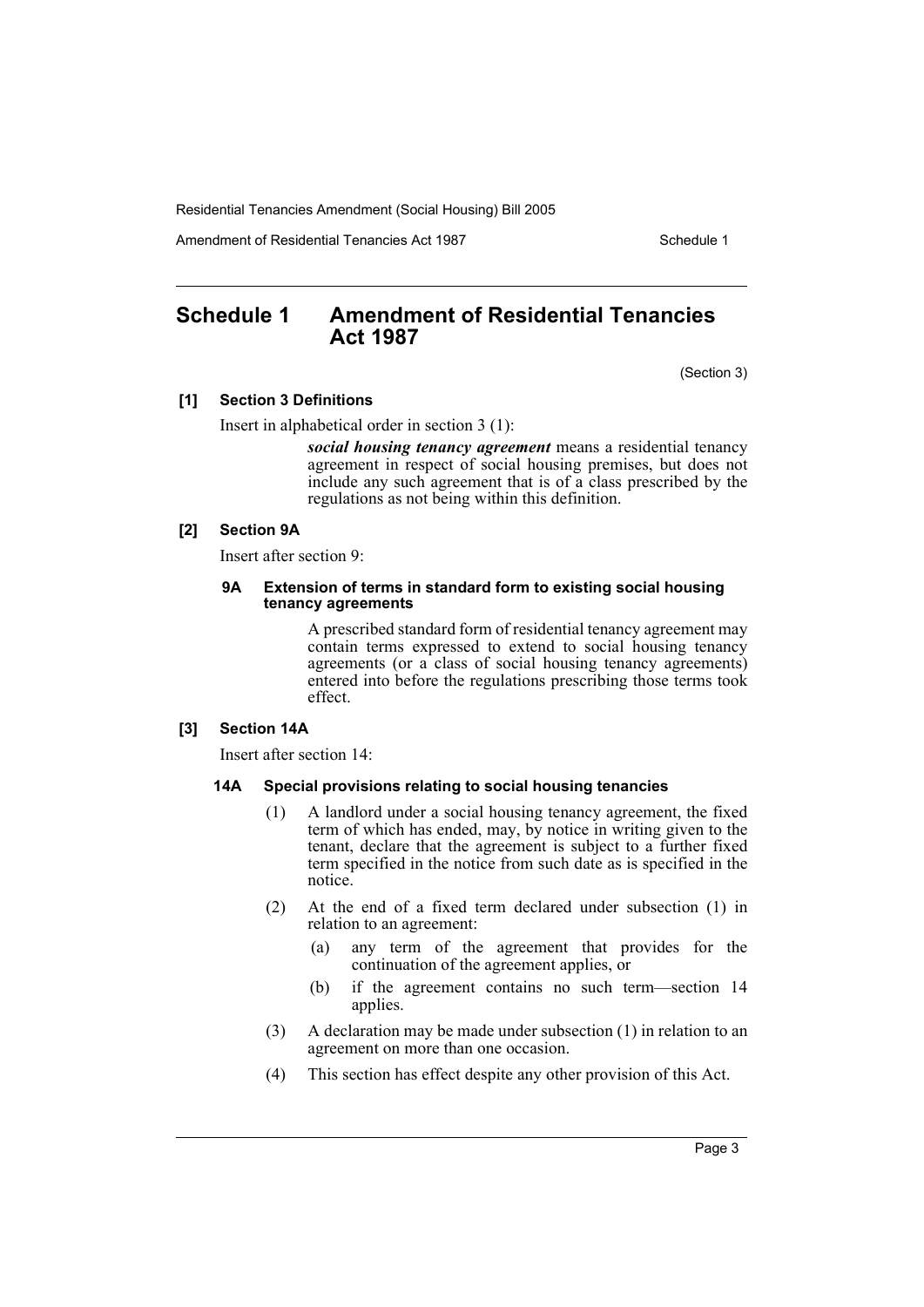# Schedule 1 Amendment of Residential Tenancies Act 1987

(Section 3)

### [1] Section 3 Definitions

Insert in alphabetical order in section 3 (1):

> ***social housing tenancy agreement*** means a residential tenancy agreement in respect of social housing premises, but does not include any such agreement that is of a class prescribed by the regulations as not being within this definition.

### [2] Section 9A

Insert after section 9:

#### 9A Extension of terms in standard form to existing social housing tenancy agreements

A prescribed standard form of residential tenancy agreement may contain terms expressed to extend to social housing tenancy agreements (or a class of social housing tenancy agreements) entered into before the regulations prescribing those terms took effect.

### [3] Section 14A

Insert after section 14:

#### 14A Special provisions relating to social housing tenancies

(1) A landlord under a social housing tenancy agreement, the fixed term of which has ended, may, by notice in writing given to the tenant, declare that the agreement is subject to a further fixed term specified in the notice from such date as is specified in the notice.

(2) At the end of a fixed term declared under subsection (1) in relation to an agreement:

- (a) any term of the agreement that provides for the continuation of the agreement applies, or
- (b) if the agreement contains no such term—section 14 applies.

(3) A declaration may be made under subsection (1) in relation to an agreement on more than one occasion.

(4) This section has effect despite any other provision of this Act.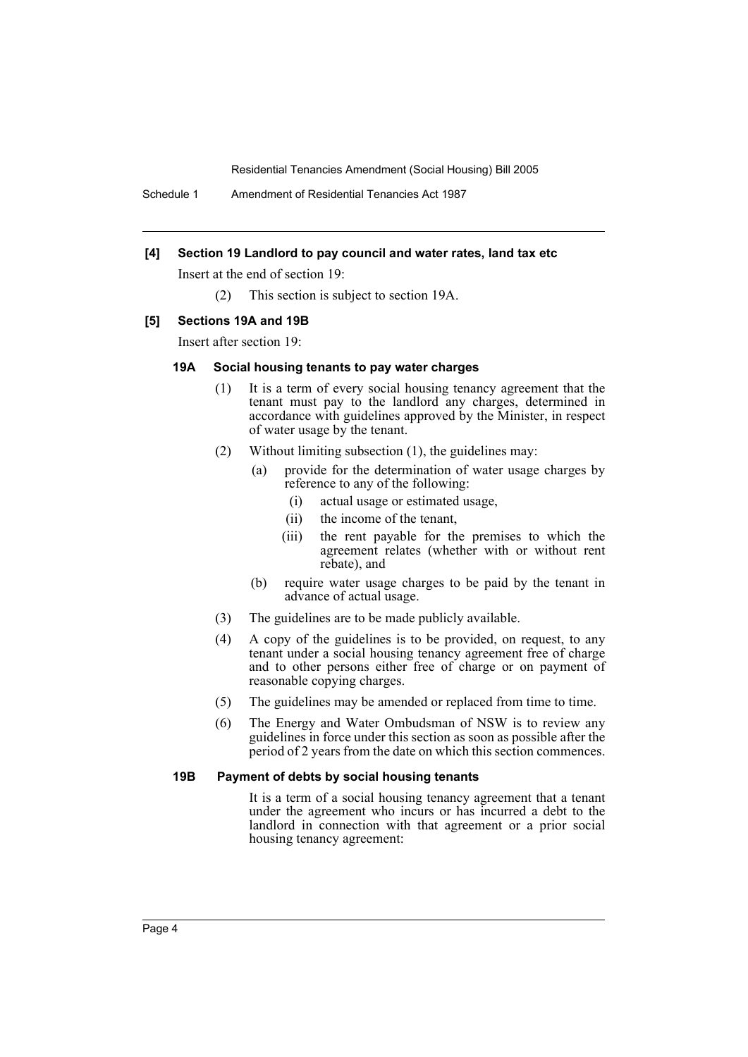**[4] Section 19 Landlord to pay council and water rates, land tax etc**

Insert at the end of section 19:

(2) This section is subject to section 19A.

**[5] Sections 19A and 19B**

Insert after section 19:

**19A Social housing tenants to pay water charges**

(1) It is a term of every social housing tenancy agreement that the tenant must pay to the landlord any charges, determined in accordance with guidelines approved by the Minister, in respect of water usage by the tenant.

(2) Without limiting subsection (1), the guidelines may:

(a) provide for the determination of water usage charges by reference to any of the following:

(i) actual usage or estimated usage,

(ii) the income of the tenant,

(iii) the rent payable for the premises to which the agreement relates (whether with or without rent rebate), and

(b) require water usage charges to be paid by the tenant in advance of actual usage.

(3) The guidelines are to be made publicly available.

(4) A copy of the guidelines is to be provided, on request, to any tenant under a social housing tenancy agreement free of charge and to other persons either free of charge or on payment of reasonable copying charges.

(5) The guidelines may be amended or replaced from time to time.

(6) The Energy and Water Ombudsman of NSW is to review any guidelines in force under this section as soon as possible after the period of 2 years from the date on which this section commences.

**19B Payment of debts by social housing tenants**

It is a term of a social housing tenancy agreement that a tenant under the agreement who incurs or has incurred a debt to the landlord in connection with that agreement or a prior social housing tenancy agreement: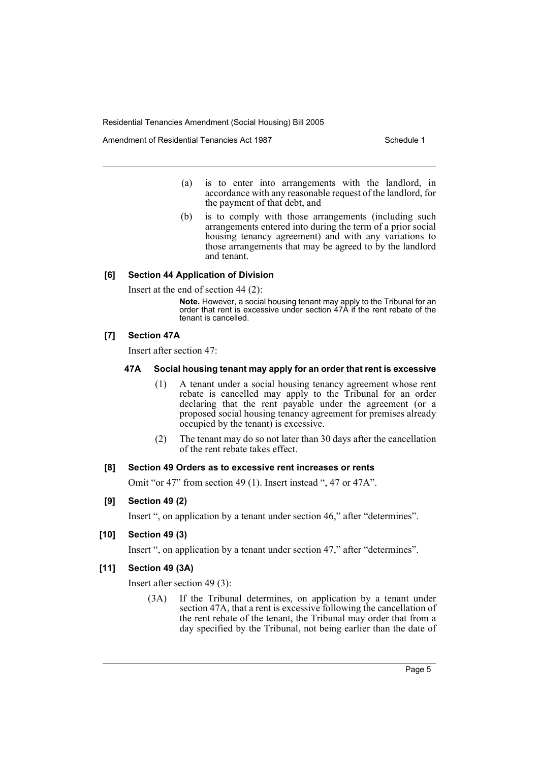(a) is to enter into arrangements with the landlord, in accordance with any reasonable request of the landlord, for the payment of that debt, and

(b) is to comply with those arrangements (including such arrangements entered into during the term of a prior social housing tenancy agreement) and with any variations to those arrangements that may be agreed to by the landlord and tenant.

**[6] Section 44 Application of Division**

Insert at the end of section 44 (2):

**Note.** However, a social housing tenant may apply to the Tribunal for an order that rent is excessive under section 47A if the rent rebate of the tenant is cancelled.

**[7] Section 47A**

Insert after section 47:

**47A Social housing tenant may apply for an order that rent is excessive**

(1) A tenant under a social housing tenancy agreement whose rent rebate is cancelled may apply to the Tribunal for an order declaring that the rent payable under the agreement (or a proposed social housing tenancy agreement for premises already occupied by the tenant) is excessive.

(2) The tenant may do so not later than 30 days after the cancellation of the rent rebate takes effect.

**[8] Section 49 Orders as to excessive rent increases or rents**

Omit "or 47" from section 49 (1). Insert instead ", 47 or 47A".

**[9] Section 49 (2)**

Insert ", on application by a tenant under section 46," after "determines".

**[10] Section 49 (3)**

Insert ", on application by a tenant under section 47," after "determines".

**[11] Section 49 (3A)**

Insert after section 49 (3):

(3A) If the Tribunal determines, on application by a tenant under section 47A, that a rent is excessive following the cancellation of the rent rebate of the tenant, the Tribunal may order that from a day specified by the Tribunal, not being earlier than the date of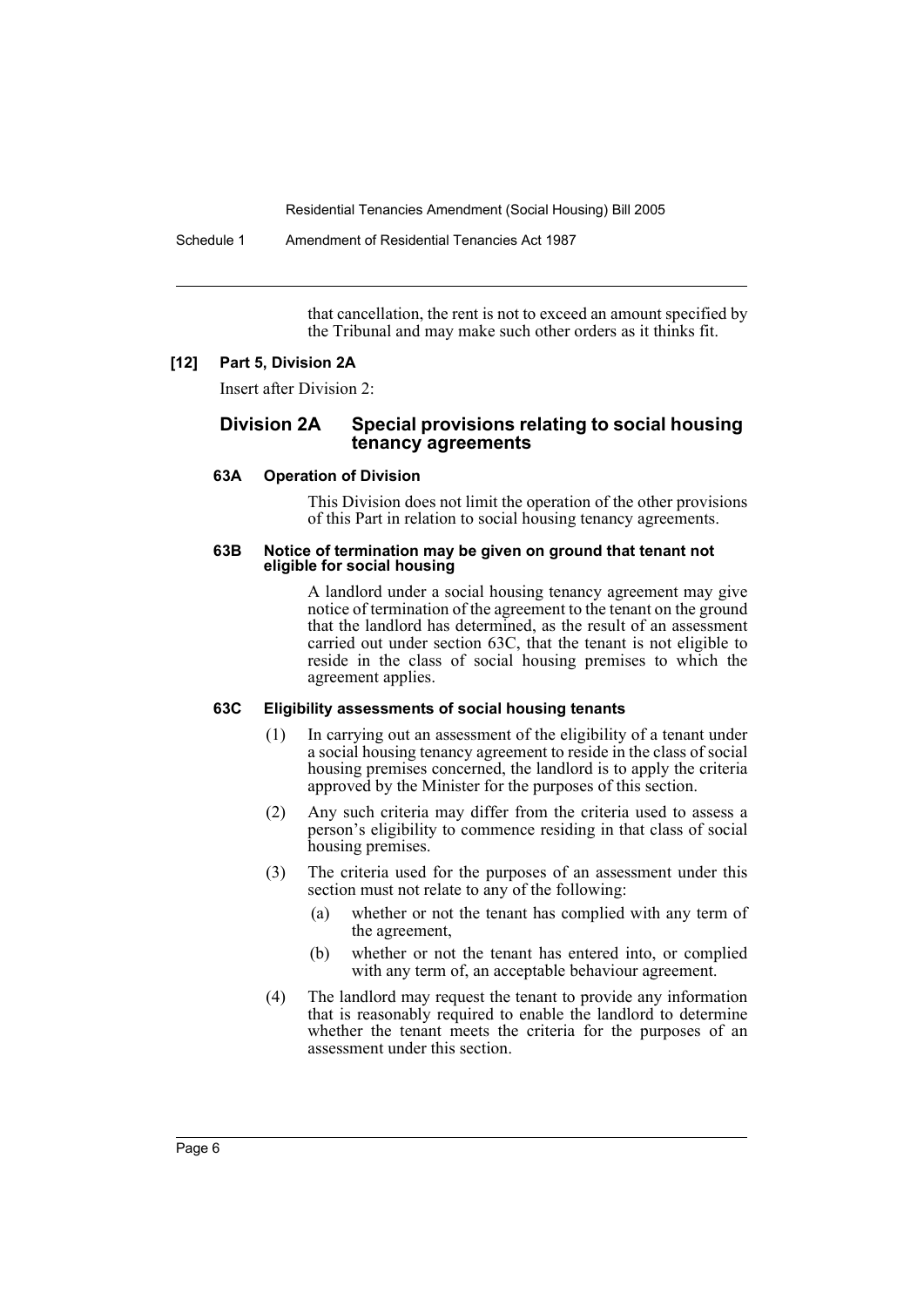that cancellation, the rent is not to exceed an amount specified by the Tribunal and may make such other orders as it thinks fit.

**[12] Part 5, Division 2A**

Insert after Division 2:

## Division 2A Special provisions relating to social housing tenancy agreements

#### 63A Operation of Division

This Division does not limit the operation of the other provisions of this Part in relation to social housing tenancy agreements.

#### 63B Notice of termination may be given on ground that tenant not eligible for social housing

A landlord under a social housing tenancy agreement may give notice of termination of the agreement to the tenant on the ground that the landlord has determined, as the result of an assessment carried out under section 63C, that the tenant is not eligible to reside in the class of social housing premises to which the agreement applies.

#### 63C Eligibility assessments of social housing tenants

(1) In carrying out an assessment of the eligibility of a tenant under a social housing tenancy agreement to reside in the class of social housing premises concerned, the landlord is to apply the criteria approved by the Minister for the purposes of this section.

(2) Any such criteria may differ from the criteria used to assess a person's eligibility to commence residing in that class of social housing premises.

(3) The criteria used for the purposes of an assessment under this section must not relate to any of the following:

- (a) whether or not the tenant has complied with any term of the agreement,
- (b) whether or not the tenant has entered into, or complied with any term of, an acceptable behaviour agreement.

(4) The landlord may request the tenant to provide any information that is reasonably required to enable the landlord to determine whether the tenant meets the criteria for the purposes of an assessment under this section.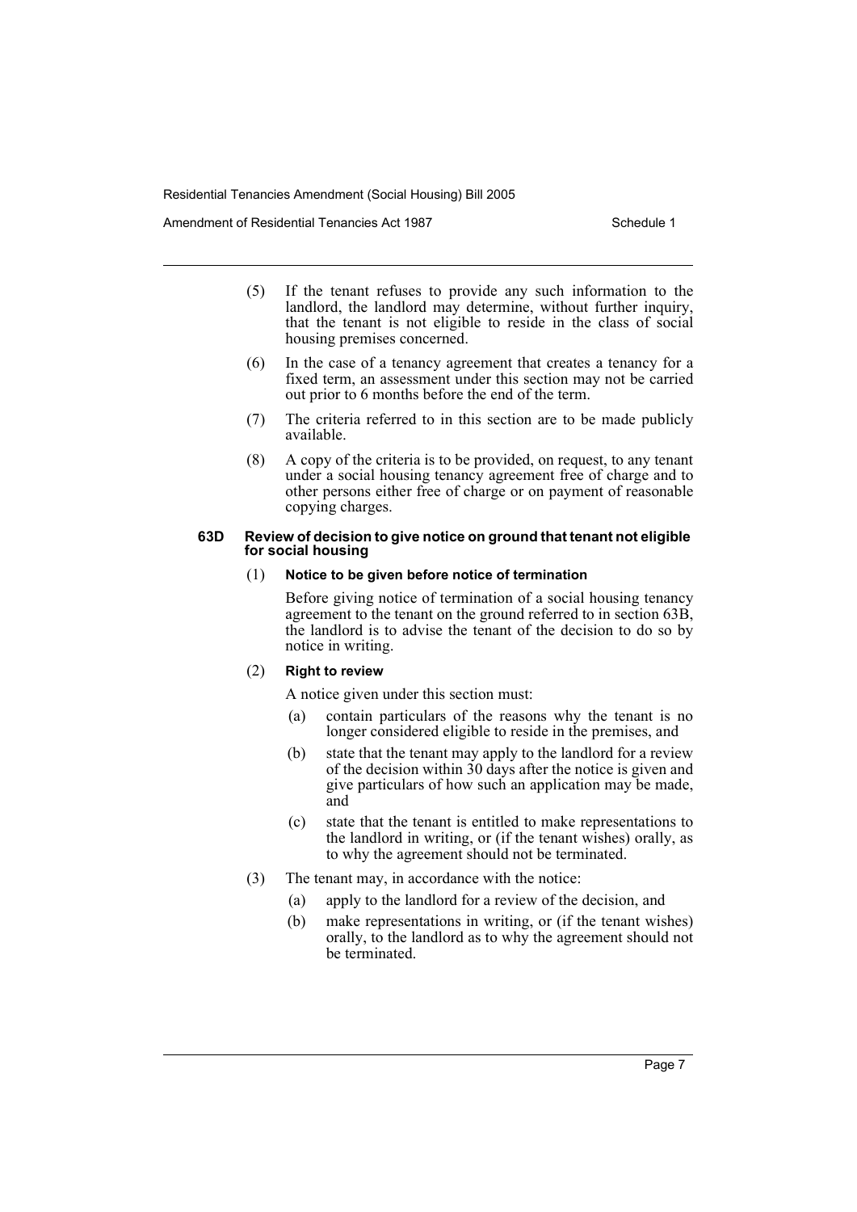(5) If the tenant refuses to provide any such information to the landlord, the landlord may determine, without further inquiry, that the tenant is not eligible to reside in the class of social housing premises concerned.

(6) In the case of a tenancy agreement that creates a tenancy for a fixed term, an assessment under this section may not be carried out prior to 6 months before the end of the term.

(7) The criteria referred to in this section are to be made publicly available.

(8) A copy of the criteria is to be provided, on request, to any tenant under a social housing tenancy agreement free of charge and to other persons either free of charge or on payment of reasonable copying charges.

#### 63D Review of decision to give notice on ground that tenant not eligible for social housing

(1) **Notice to be given before notice of termination**

Before giving notice of termination of a social housing tenancy agreement to the tenant on the ground referred to in section 63B, the landlord is to advise the tenant of the decision to do so by notice in writing.

(2) **Right to review**

A notice given under this section must:

- (a) contain particulars of the reasons why the tenant is no longer considered eligible to reside in the premises, and
- (b) state that the tenant may apply to the landlord for a review of the decision within 30 days after the notice is given and give particulars of how such an application may be made, and
- (c) state that the tenant is entitled to make representations to the landlord in writing, or (if the tenant wishes) orally, as to why the agreement should not be terminated.

(3) The tenant may, in accordance with the notice:

- (a) apply to the landlord for a review of the decision, and
- (b) make representations in writing, or (if the tenant wishes) orally, to the landlord as to why the agreement should not be terminated.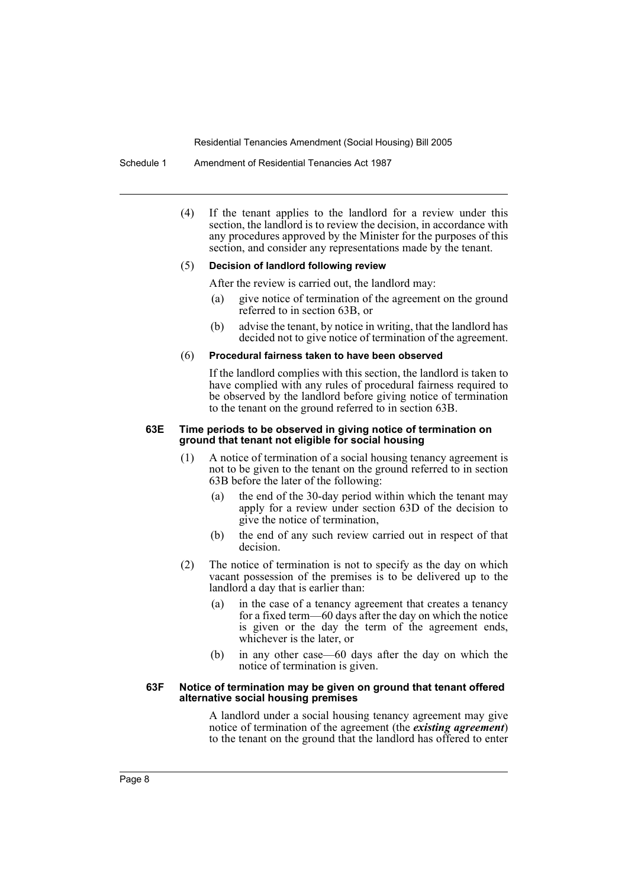(4) If the tenant applies to the landlord for a review under this section, the landlord is to review the decision, in accordance with any procedures approved by the Minister for the purposes of this section, and consider any representations made by the tenant.

(5) **Decision of landlord following review**

After the review is carried out, the landlord may:

(a) give notice of termination of the agreement on the ground referred to in section 63B, or

(b) advise the tenant, by notice in writing, that the landlord has decided not to give notice of termination of the agreement.

(6) **Procedural fairness taken to have been observed**

If the landlord complies with this section, the landlord is taken to have complied with any rules of procedural fairness required to be observed by the landlord before giving notice of termination to the tenant on the ground referred to in section 63B.

**63E Time periods to be observed in giving notice of termination on ground that tenant not eligible for social housing**

(1) A notice of termination of a social housing tenancy agreement is not to be given to the tenant on the ground referred to in section 63B before the later of the following:

(a) the end of the 30-day period within which the tenant may apply for a review under section 63D of the decision to give the notice of termination,

(b) the end of any such review carried out in respect of that decision.

(2) The notice of termination is not to specify as the day on which vacant possession of the premises is to be delivered up to the landlord a day that is earlier than:

(a) in the case of a tenancy agreement that creates a tenancy for a fixed term—60 days after the day on which the notice is given or the day the term of the agreement ends, whichever is the later, or

(b) in any other case—60 days after the day on which the notice of termination is given.

**63F Notice of termination may be given on ground that tenant offered alternative social housing premises**

A landlord under a social housing tenancy agreement may give notice of termination of the agreement (the ***existing agreement***) to the tenant on the ground that the landlord has offered to enter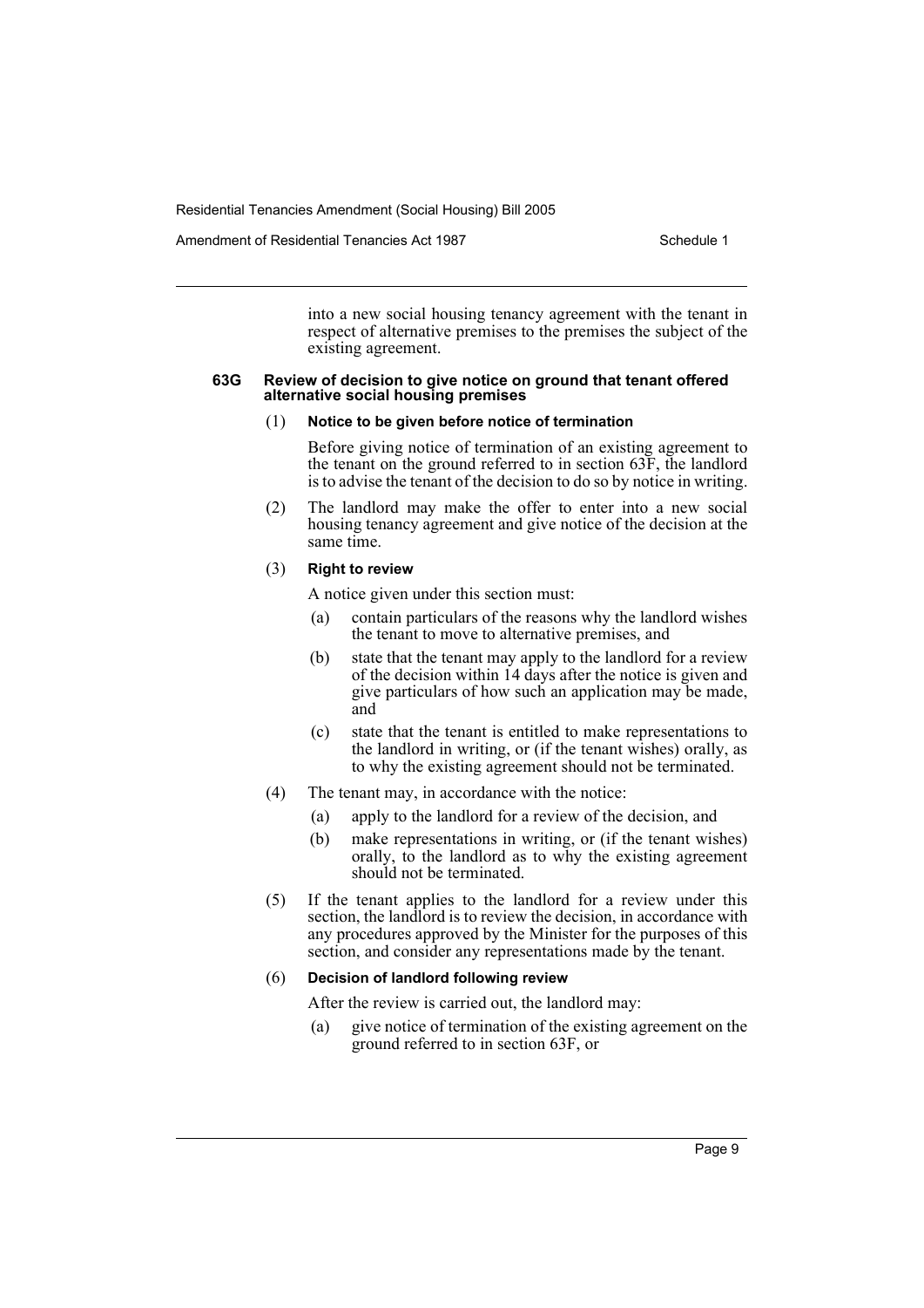into a new social housing tenancy agreement with the tenant in respect of alternative premises to the premises the subject of the existing agreement.

#### 63G Review of decision to give notice on ground that tenant offered alternative social housing premises

(1) **Notice to be given before notice of termination**

Before giving notice of termination of an existing agreement to the tenant on the ground referred to in section 63F, the landlord is to advise the tenant of the decision to do so by notice in writing.

(2) The landlord may make the offer to enter into a new social housing tenancy agreement and give notice of the decision at the same time.

(3) **Right to review**

A notice given under this section must:

(a) contain particulars of the reasons why the landlord wishes the tenant to move to alternative premises, and

(b) state that the tenant may apply to the landlord for a review of the decision within 14 days after the notice is given and give particulars of how such an application may be made, and

(c) state that the tenant is entitled to make representations to the landlord in writing, or (if the tenant wishes) orally, as to why the existing agreement should not be terminated.

(4) The tenant may, in accordance with the notice:

(a) apply to the landlord for a review of the decision, and

(b) make representations in writing, or (if the tenant wishes) orally, to the landlord as to why the existing agreement should not be terminated.

(5) If the tenant applies to the landlord for a review under this section, the landlord is to review the decision, in accordance with any procedures approved by the Minister for the purposes of this section, and consider any representations made by the tenant.

(6) **Decision of landlord following review**

After the review is carried out, the landlord may:

(a) give notice of termination of the existing agreement on the ground referred to in section 63F, or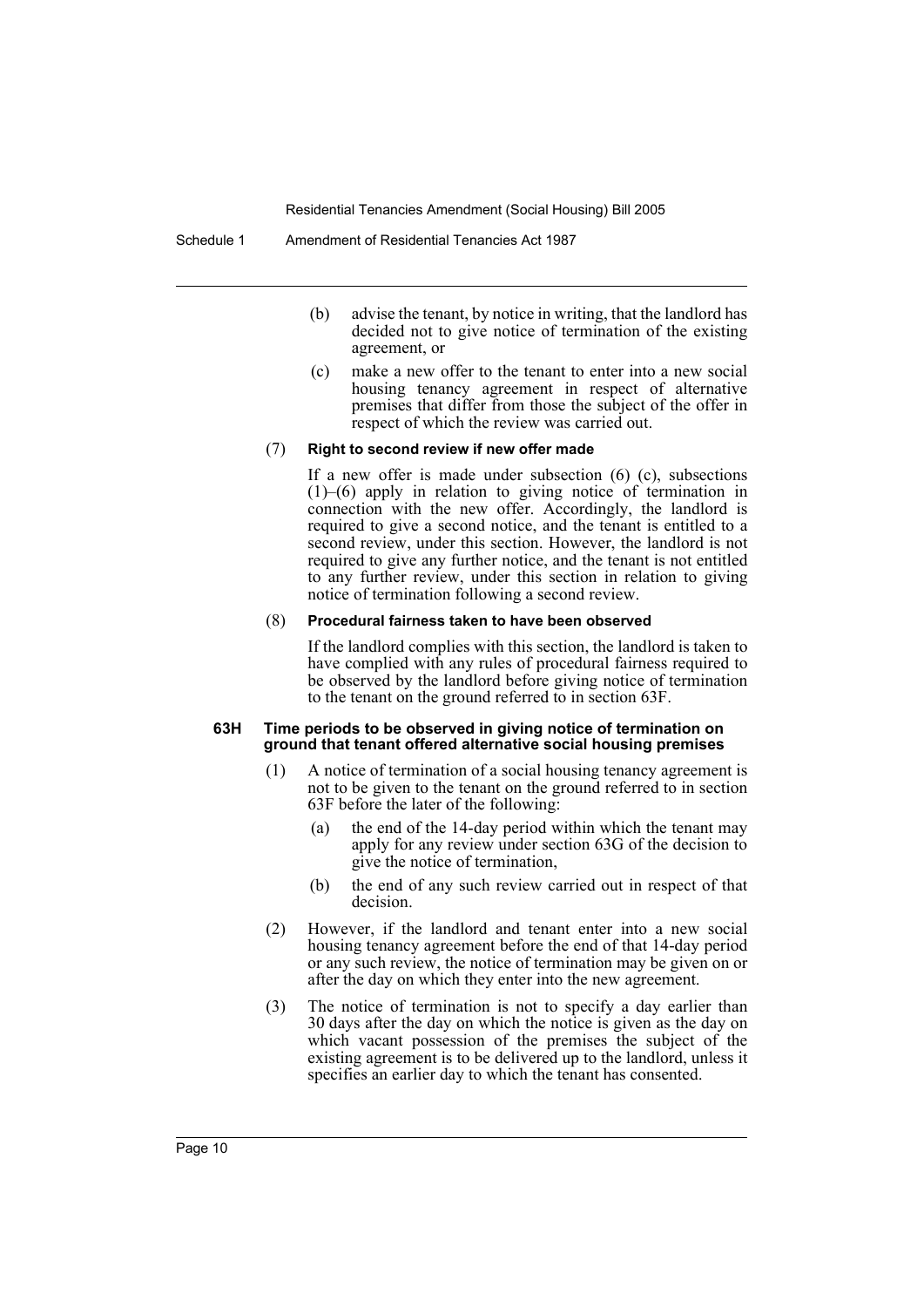(b) advise the tenant, by notice in writing, that the landlord has decided not to give notice of termination of the existing agreement, or

(c) make a new offer to the tenant to enter into a new social housing tenancy agreement in respect of alternative premises that differ from those the subject of the offer in respect of which the review was carried out.

(7) **Right to second review if new offer made**

If a new offer is made under subsection (6) (c), subsections (1)–(6) apply in relation to giving notice of termination in connection with the new offer. Accordingly, the landlord is required to give a second notice, and the tenant is entitled to a second review, under this section. However, the landlord is not required to give any further notice, and the tenant is not entitled to any further review, under this section in relation to giving notice of termination following a second review.

(8) **Procedural fairness taken to have been observed**

If the landlord complies with this section, the landlord is taken to have complied with any rules of procedural fairness required to be observed by the landlord before giving notice of termination to the tenant on the ground referred to in section 63F.

#### 63H Time periods to be observed in giving notice of termination on ground that tenant offered alternative social housing premises

(1) A notice of termination of a social housing tenancy agreement is not to be given to the tenant on the ground referred to in section 63F before the later of the following:

(a) the end of the 14-day period within which the tenant may apply for any review under section 63G of the decision to give the notice of termination,

(b) the end of any such review carried out in respect of that decision.

(2) However, if the landlord and tenant enter into a new social housing tenancy agreement before the end of that 14-day period or any such review, the notice of termination may be given on or after the day on which they enter into the new agreement.

(3) The notice of termination is not to specify a day earlier than 30 days after the day on which the notice is given as the day on which vacant possession of the premises the subject of the existing agreement is to be delivered up to the landlord, unless it specifies an earlier day to which the tenant has consented.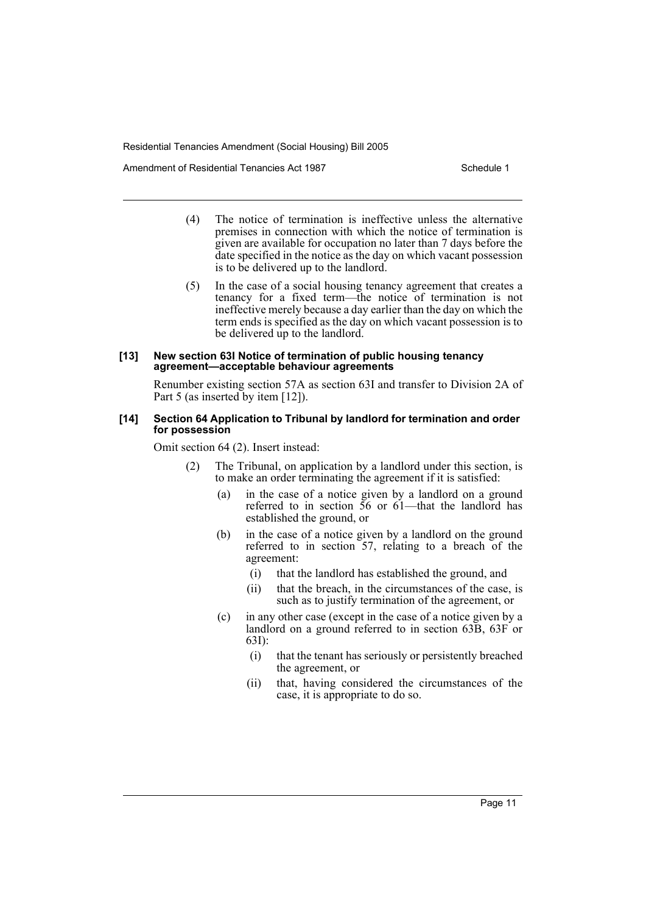(4) The notice of termination is ineffective unless the alternative premises in connection with which the notice of termination is given are available for occupation no later than 7 days before the date specified in the notice as the day on which vacant possession is to be delivered up to the landlord.

(5) In the case of a social housing tenancy agreement that creates a tenancy for a fixed term—the notice of termination is not ineffective merely because a day earlier than the day on which the term ends is specified as the day on which vacant possession is to be delivered up to the landlord.

#### [13] New section 63I Notice of termination of public housing tenancy agreement—acceptable behaviour agreements

Renumber existing section 57A as section 63I and transfer to Division 2A of Part 5 (as inserted by item [12]).

#### [14] Section 64 Application to Tribunal by landlord for termination and order for possession

Omit section 64 (2). Insert instead:

(2) The Tribunal, on application by a landlord under this section, is to make an order terminating the agreement if it is satisfied:

- (a) in the case of a notice given by a landlord on a ground referred to in section 56 or 61—that the landlord has established the ground, or
- (b) in the case of a notice given by a landlord on the ground referred to in section 57, relating to a breach of the agreement:
  - (i) that the landlord has established the ground, and
  - (ii) that the breach, in the circumstances of the case, is such as to justify termination of the agreement, or
- (c) in any other case (except in the case of a notice given by a landlord on a ground referred to in section 63B, 63F or 63I):
  - (i) that the tenant has seriously or persistently breached the agreement, or
  - (ii) that, having considered the circumstances of the case, it is appropriate to do so.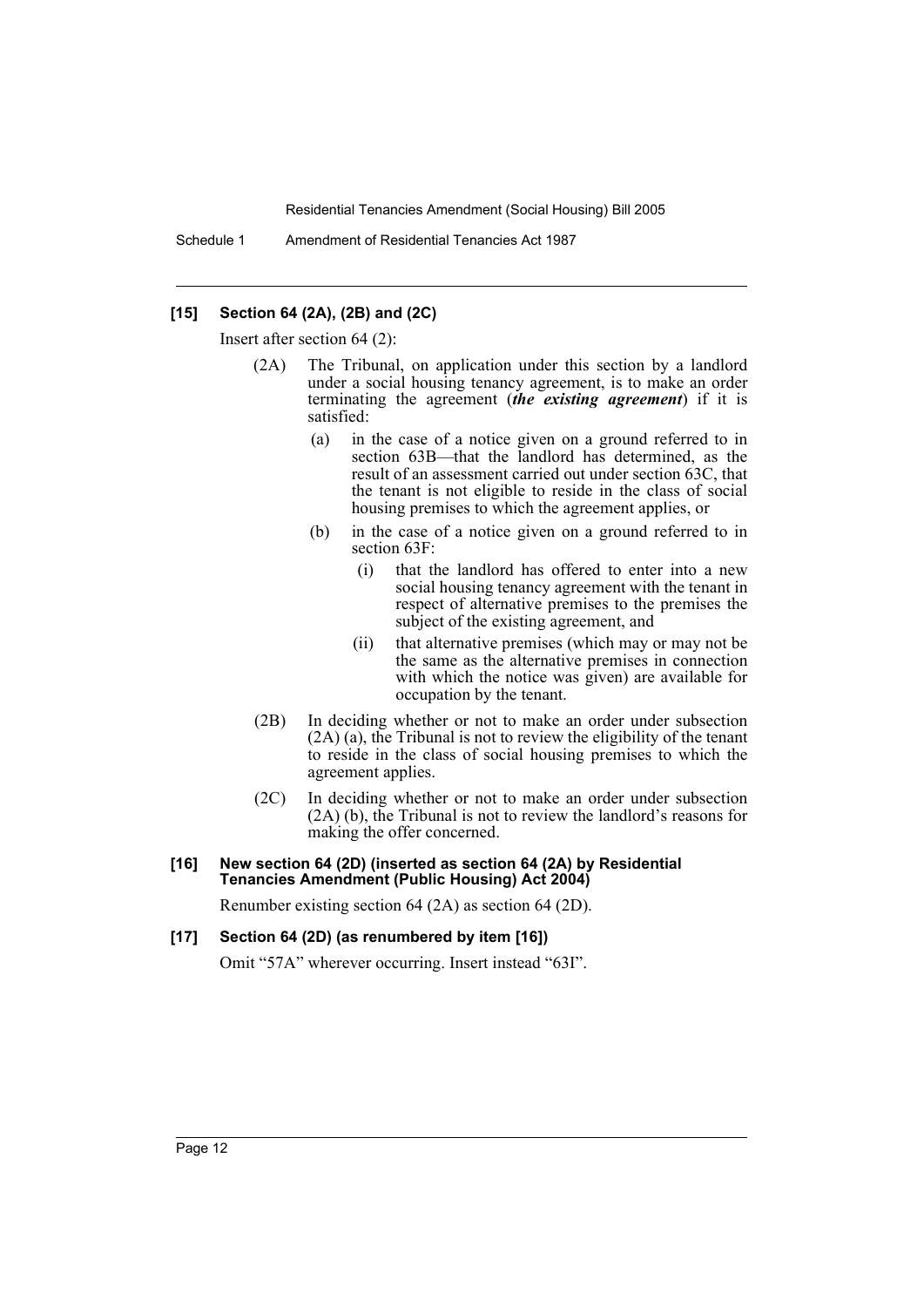**[15] Section 64 (2A), (2B) and (2C)**

Insert after section 64 (2):

(2A) The Tribunal, on application under this section by a landlord under a social housing tenancy agreement, is to make an order terminating the agreement (***the existing agreement***) if it is satisfied:

(a) in the case of a notice given on a ground referred to in section 63B—that the landlord has determined, as the result of an assessment carried out under section 63C, that the tenant is not eligible to reside in the class of social housing premises to which the agreement applies, or

(b) in the case of a notice given on a ground referred to in section 63F:

(i) that the landlord has offered to enter into a new social housing tenancy agreement with the tenant in respect of alternative premises to the premises the subject of the existing agreement, and

(ii) that alternative premises (which may or may not be the same as the alternative premises in connection with which the notice was given) are available for occupation by the tenant.

(2B) In deciding whether or not to make an order under subsection (2A) (a), the Tribunal is not to review the eligibility of the tenant to reside in the class of social housing premises to which the agreement applies.

(2C) In deciding whether or not to make an order under subsection (2A) (b), the Tribunal is not to review the landlord's reasons for making the offer concerned.

**[16] New section 64 (2D) (inserted as section 64 (2A) by Residential Tenancies Amendment (Public Housing) Act 2004)**

Renumber existing section 64 (2A) as section 64 (2D).

**[17] Section 64 (2D) (as renumbered by item [16])**

Omit "57A" wherever occurring. Insert instead "63I".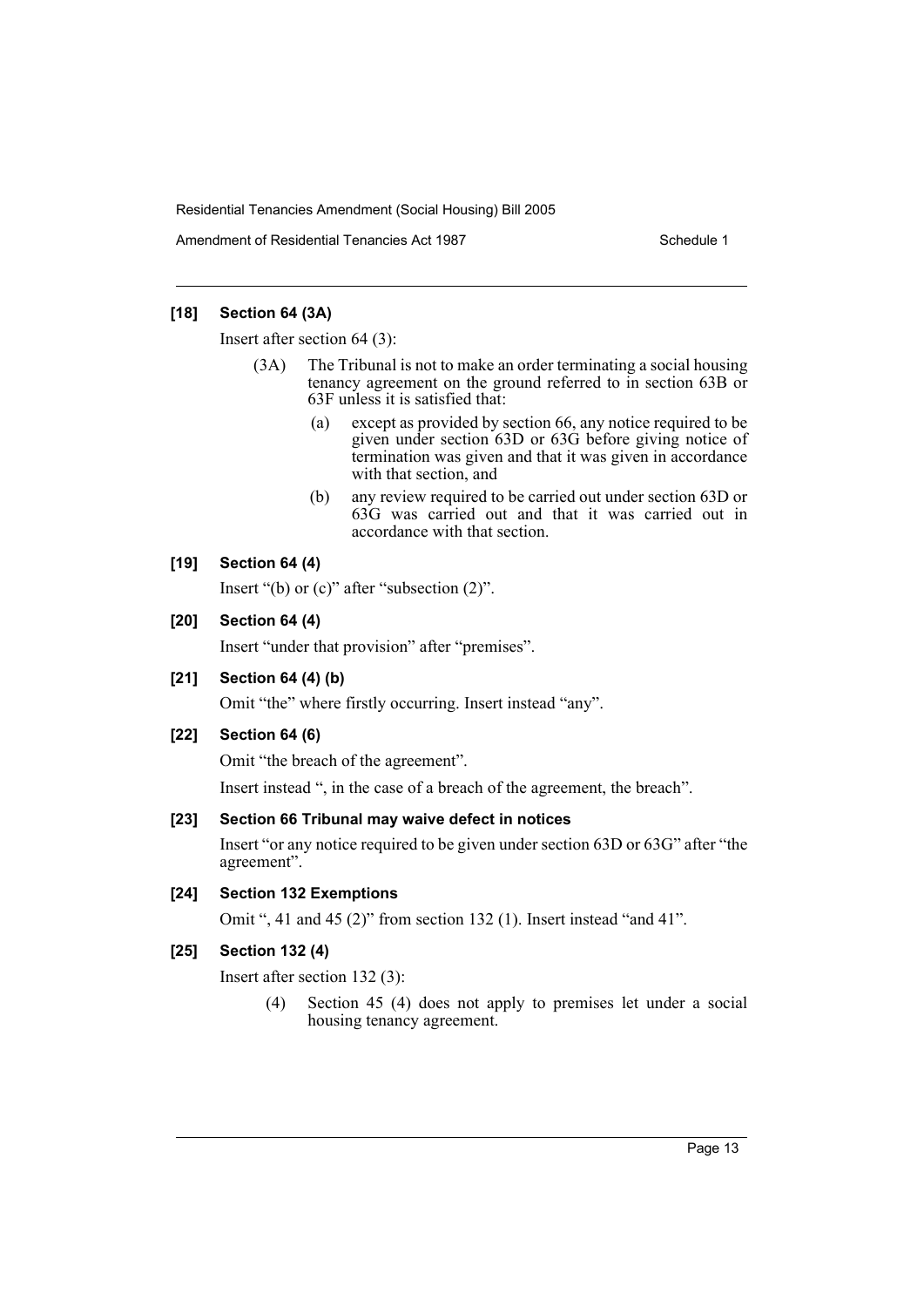**[18] Section 64 (3A)**

Insert after section 64 (3):

(3A) The Tribunal is not to make an order terminating a social housing tenancy agreement on the ground referred to in section 63B or 63F unless it is satisfied that:

- (a) except as provided by section 66, any notice required to be given under section 63D or 63G before giving notice of termination was given and that it was given in accordance with that section, and
- (b) any review required to be carried out under section 63D or 63G was carried out and that it was carried out in accordance with that section.

**[19] Section 64 (4)**

Insert "(b) or (c)" after "subsection (2)".

**[20] Section 64 (4)**

Insert "under that provision" after "premises".

**[21] Section 64 (4) (b)**

Omit "the" where firstly occurring. Insert instead "any".

**[22] Section 64 (6)**

Omit "the breach of the agreement".

Insert instead ", in the case of a breach of the agreement, the breach".

**[23] Section 66 Tribunal may waive defect in notices**

Insert "or any notice required to be given under section 63D or 63G" after "the agreement".

**[24] Section 132 Exemptions**

Omit ", 41 and 45 (2)" from section 132 (1). Insert instead "and 41".

**[25] Section 132 (4)**

Insert after section 132 (3):

(4) Section 45 (4) does not apply to premises let under a social housing tenancy agreement.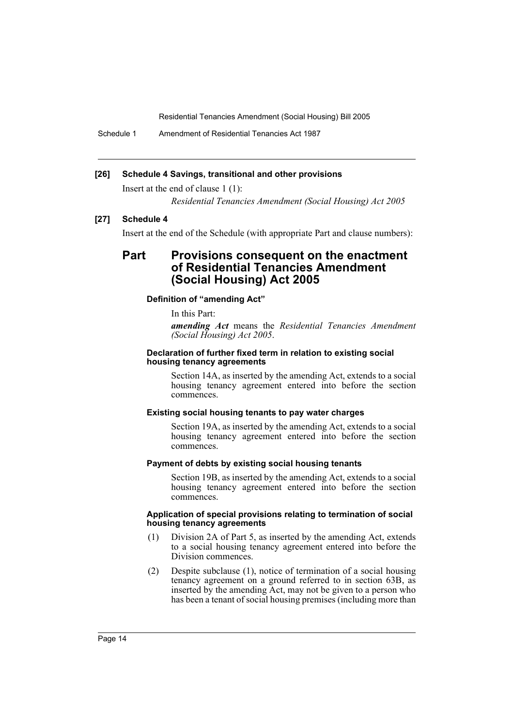**[26] Schedule 4 Savings, transitional and other provisions**

Insert at the end of clause 1 (1):

*Residential Tenancies Amendment (Social Housing) Act 2005*

**[27] Schedule 4**

Insert at the end of the Schedule (with appropriate Part and clause numbers):

## Part Provisions consequent on the enactment of Residential Tenancies Amendment (Social Housing) Act 2005

#### Definition of "amending Act"

In this Part:

***amending Act*** means the *Residential Tenancies Amendment (Social Housing) Act 2005*.

#### Declaration of further fixed term in relation to existing social housing tenancy agreements

Section 14A, as inserted by the amending Act, extends to a social housing tenancy agreement entered into before the section commences.

#### Existing social housing tenants to pay water charges

Section 19A, as inserted by the amending Act, extends to a social housing tenancy agreement entered into before the section commences.

#### Payment of debts by existing social housing tenants

Section 19B, as inserted by the amending Act, extends to a social housing tenancy agreement entered into before the section commences.

#### Application of special provisions relating to termination of social housing tenancy agreements

(1) Division 2A of Part 5, as inserted by the amending Act, extends to a social housing tenancy agreement entered into before the Division commences.

(2) Despite subclause (1), notice of termination of a social housing tenancy agreement on a ground referred to in section 63B, as inserted by the amending Act, may not be given to a person who has been a tenant of social housing premises (including more than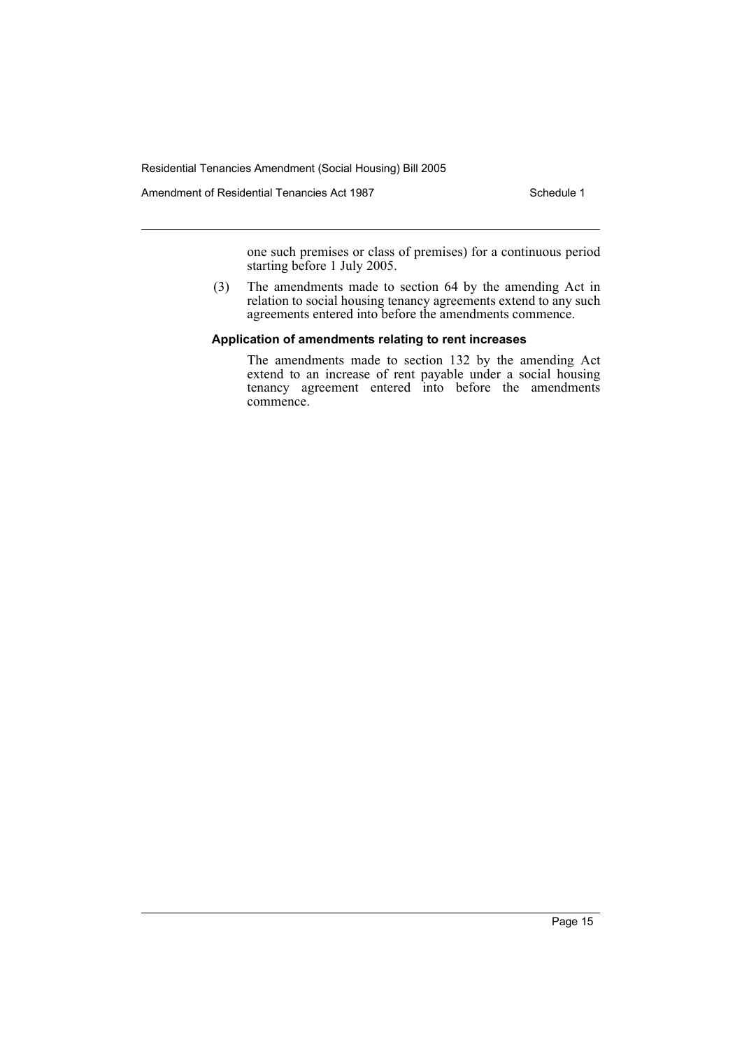one such premises or class of premises) for a continuous period starting before 1 July 2005.

(3) The amendments made to section 64 by the amending Act in relation to social housing tenancy agreements extend to any such agreements entered into before the amendments commence.

**Application of amendments relating to rent increases**

The amendments made to section 132 by the amending Act extend to an increase of rent payable under a social housing tenancy agreement entered into before the amendments commence.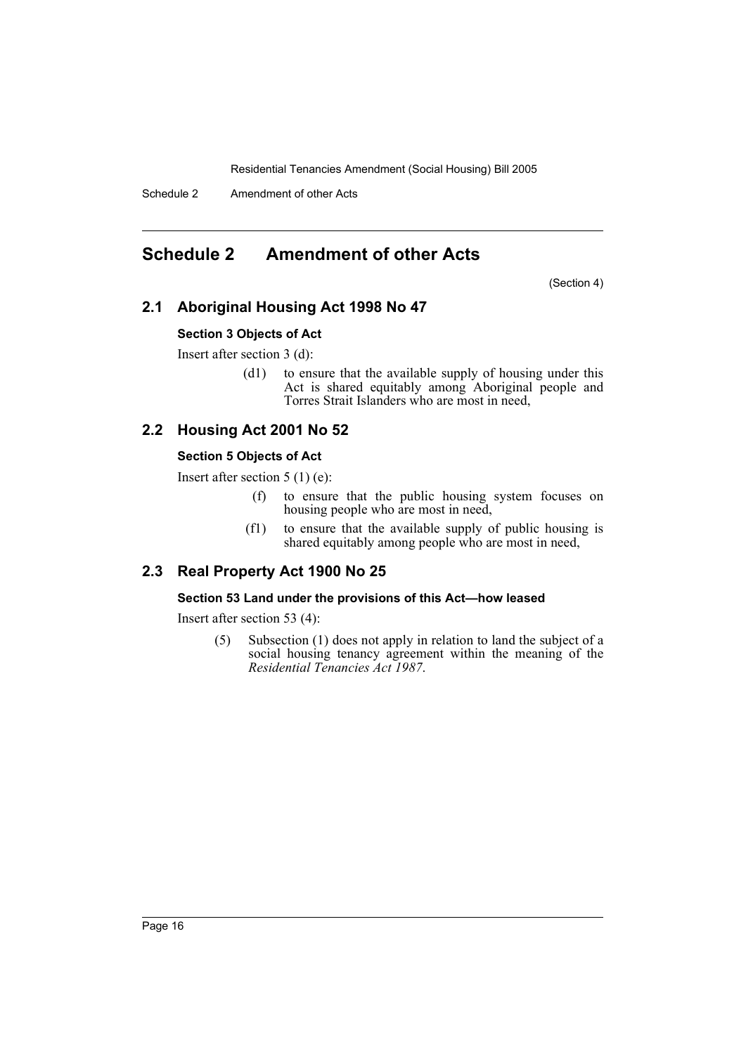# Schedule 2 Amendment of other Acts

(Section 4)

## 2.1 Aboriginal Housing Act 1998 No 47

### Section 3 Objects of Act

Insert after section 3 (d):

> (d1) to ensure that the available supply of housing under this Act is shared equitably among Aboriginal people and Torres Strait Islanders who are most in need,

## 2.2 Housing Act 2001 No 52

### Section 5 Objects of Act

Insert after section 5 (1) (e):

> (f) to ensure that the public housing system focuses on housing people who are most in need,
>
> (f1) to ensure that the available supply of public housing is shared equitably among people who are most in need,

## 2.3 Real Property Act 1900 No 25

### Section 53 Land under the provisions of this Act—how leased

Insert after section 53 (4):

> (5) Subsection (1) does not apply in relation to land the subject of a social housing tenancy agreement within the meaning of the *Residential Tenancies Act 1987*.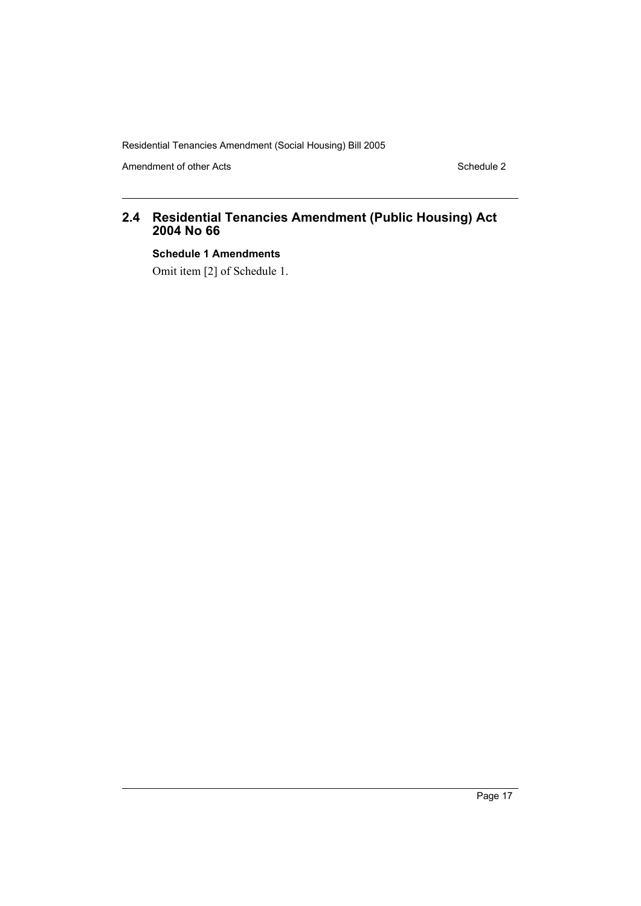## 2.4 Residential Tenancies Amendment (Public Housing) Act 2004 No 66

**Schedule 1 Amendments**

Omit item [2] of Schedule 1.